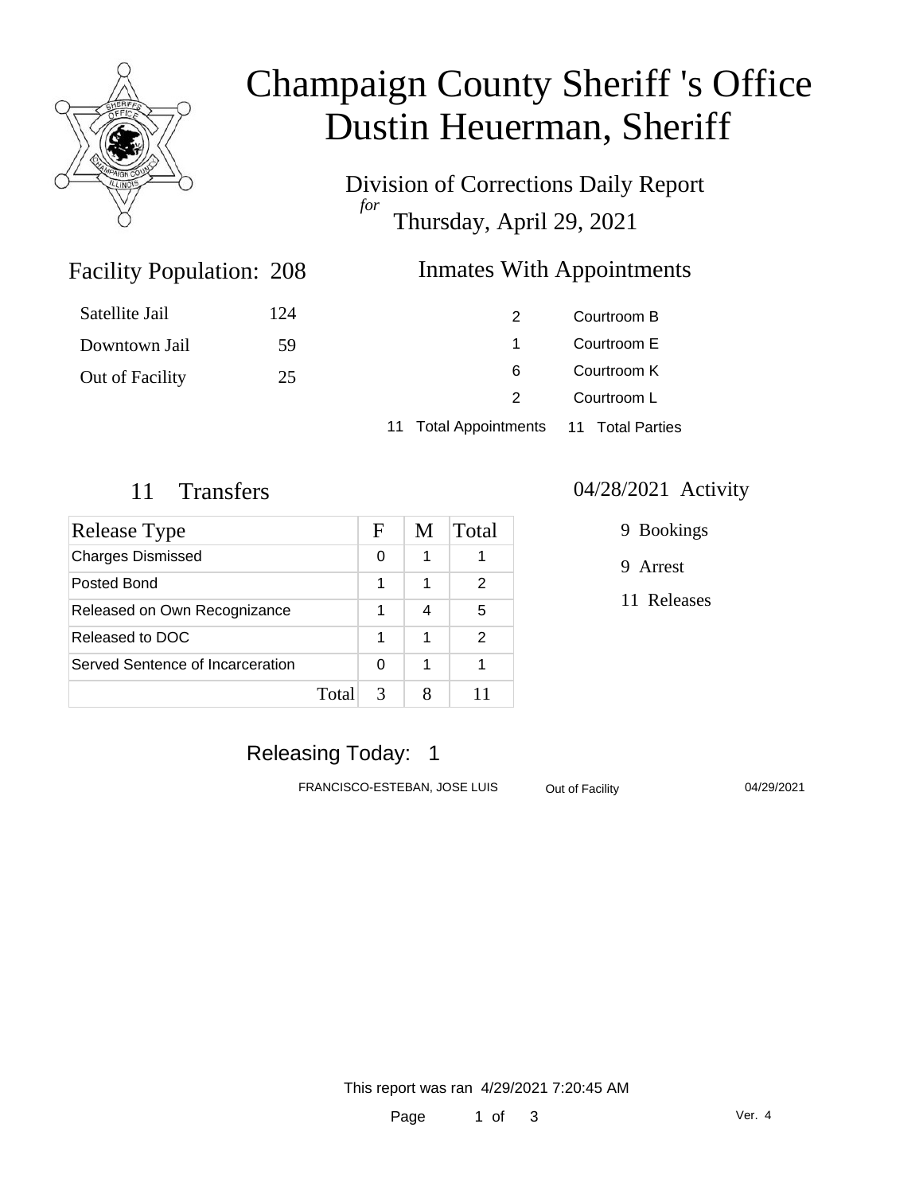# Champaign County Sheriff 's Office
# Dustin Heuerman, Sheriff

Division of Corrections Daily Report
*for*
Thursday, April 29, 2021

## Facility Population: 208

| | |
|---|---|
| Satellite Jail | 124 |
| Downtown Jail | 59 |
| Out of Facility | 25 |

## Inmates With Appointments

| | |
|---|---|
| 2 | Courtroom B |
| 1 | Courtroom E |
| 6 | Courtroom K |
| 2 | Courtroom L |
| 11 Total Appointments | 11 Total Parties |

## 11 Transfers

| Release Type | F | M | Total |
|---|---|---|---|
| Charges Dismissed | 0 | 1 | 1 |
| Posted Bond | 1 | 1 | 2 |
| Released on Own Recognizance | 1 | 4 | 5 |
| Released to DOC | 1 | 1 | 2 |
| Served Sentence of Incarceration | 0 | 1 | 1 |
| Total | 3 | 8 | 11 |

## 04/28/2021 Activity

9 Bookings

9 Arrest

11 Releases

## Releasing Today: 1

| | | |
|---|---|---|
| FRANCISCO-ESTEBAN, JOSE LUIS | Out of Facility | 04/29/2021 |

This report was ran 4/29/2021 7:20:45 AM

Ver. 4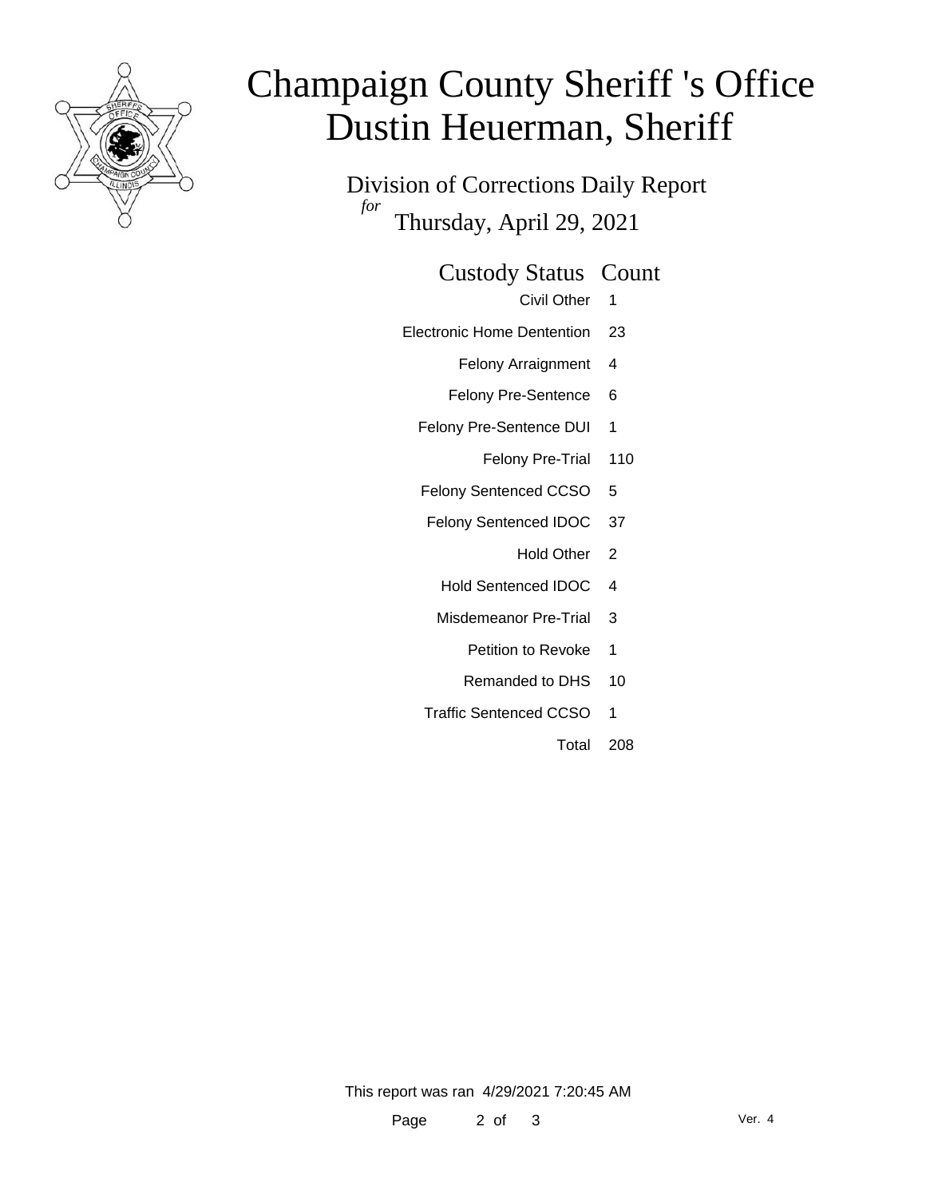# Champaign County Sheriff 's Office
# Dustin Heuerman, Sheriff

Division of Corrections Daily Report

*for* Thursday, April 29, 2021

| Custody Status | Count |
|---|---|
| Civil Other | 1 |
| Electronic Home Dentention | 23 |
| Felony Arraignment | 4 |
| Felony Pre-Sentence | 6 |
| Felony Pre-Sentence DUI | 1 |
| Felony Pre-Trial | 110 |
| Felony Sentenced CCSO | 5 |
| Felony Sentenced IDOC | 37 |
| Hold Other | 2 |
| Hold Sentenced IDOC | 4 |
| Misdemeanor Pre-Trial | 3 |
| Petition to Revoke | 1 |
| Remanded to DHS | 10 |
| Traffic Sentenced CCSO | 1 |
| Total | 208 |

This report was ran 4/29/2021 7:20:45 AM

Ver. 4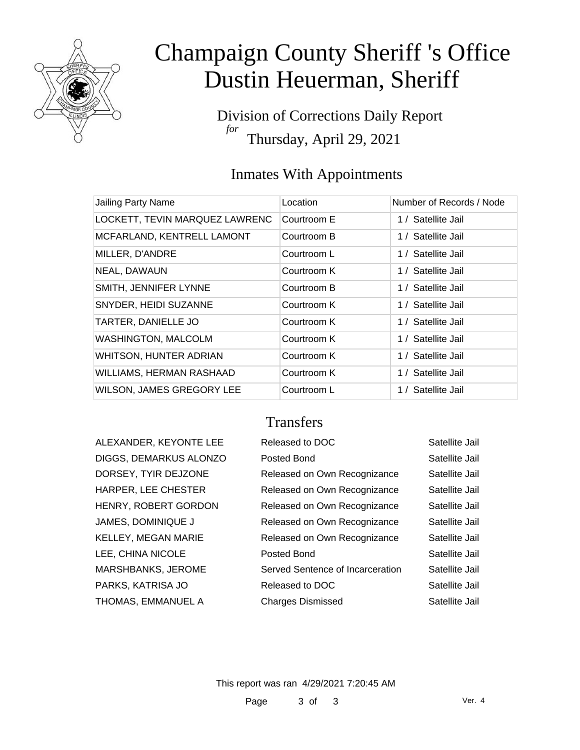# Champaign County Sheriff 's Office
# Dustin Heuerman, Sheriff

Division of Corrections Daily Report
*for*
Thursday, April 29, 2021

## Inmates With Appointments

| Jailing Party Name | Location | Number of Records / Node |
|---|---|---|
| LOCKETT, TEVIN MARQUEZ LAWRENC | Courtroom E | 1 / Satellite Jail |
| MCFARLAND, KENTRELL LAMONT | Courtroom B | 1 / Satellite Jail |
| MILLER, D'ANDRE | Courtroom L | 1 / Satellite Jail |
| NEAL, DAWAUN | Courtroom K | 1 / Satellite Jail |
| SMITH, JENNIFER LYNNE | Courtroom B | 1 / Satellite Jail |
| SNYDER, HEIDI SUZANNE | Courtroom K | 1 / Satellite Jail |
| TARTER, DANIELLE JO | Courtroom K | 1 / Satellite Jail |
| WASHINGTON, MALCOLM | Courtroom K | 1 / Satellite Jail |
| WHITSON, HUNTER ADRIAN | Courtroom K | 1 / Satellite Jail |
| WILLIAMS, HERMAN RASHAAD | Courtroom K | 1 / Satellite Jail |
| WILSON, JAMES GREGORY LEE | Courtroom L | 1 / Satellite Jail |

## Transfers

| | | |
|---|---|---|
| ALEXANDER, KEYONTE LEE | Released to DOC | Satellite Jail |
| DIGGS, DEMARKUS ALONZO | Posted Bond | Satellite Jail |
| DORSEY, TYIR DEJZONE | Released on Own Recognizance | Satellite Jail |
| HARPER, LEE CHESTER | Released on Own Recognizance | Satellite Jail |
| HENRY, ROBERT GORDON | Released on Own Recognizance | Satellite Jail |
| JAMES, DOMINIQUE J | Released on Own Recognizance | Satellite Jail |
| KELLEY, MEGAN MARIE | Released on Own Recognizance | Satellite Jail |
| LEE, CHINA NICOLE | Posted Bond | Satellite Jail |
| MARSHBANKS, JEROME | Served Sentence of Incarceration | Satellite Jail |
| PARKS, KATRISA JO | Released to DOC | Satellite Jail |
| THOMAS, EMMANUEL A | Charges Dismissed | Satellite Jail |

This report was ran 4/29/2021 7:20:45 AM

Ver. 4